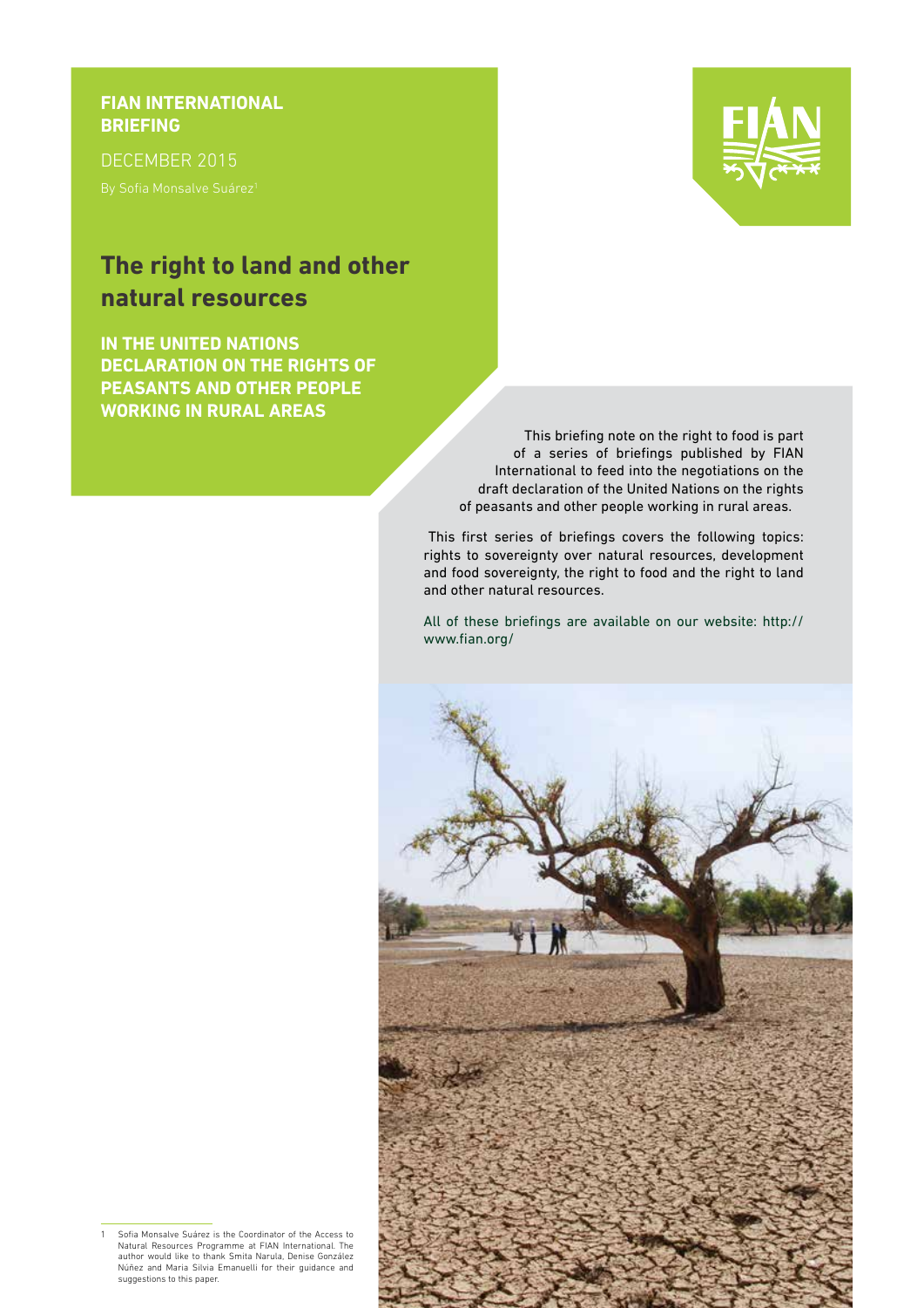**FIAN INTERNATIONAL BRIEFING**

DECEMBER 2015

By Sofia Monsalve Suárez[1]

# The right to land and other natural resources

## IN THE UNITED NATIONS DECLARATION ON THE RIGHTS OF PEASANTS AND OTHER PEOPLE WORKING IN RURAL AREAS

This briefing note on the right to food is part of a series of briefings published by FIAN International to feed into the negotiations on the draft declaration of the United Nations on the rights of peasants and other people working in rural areas.

This first series of briefings covers the following topics: rights to sovereignty over natural resources, development and food sovereignty, the right to food and the right to land and other natural resources.

All of these briefings are available on our website: http://www.fian.org/

---

1 Sofia Monsalve Suárez is the Coordinator of the Access to Natural Resources Programme at FIAN International. The author would like to thank Smita Narula, Denise González Núñez and Maria Silvia Emanuelli for their guidance and suggestions to this paper.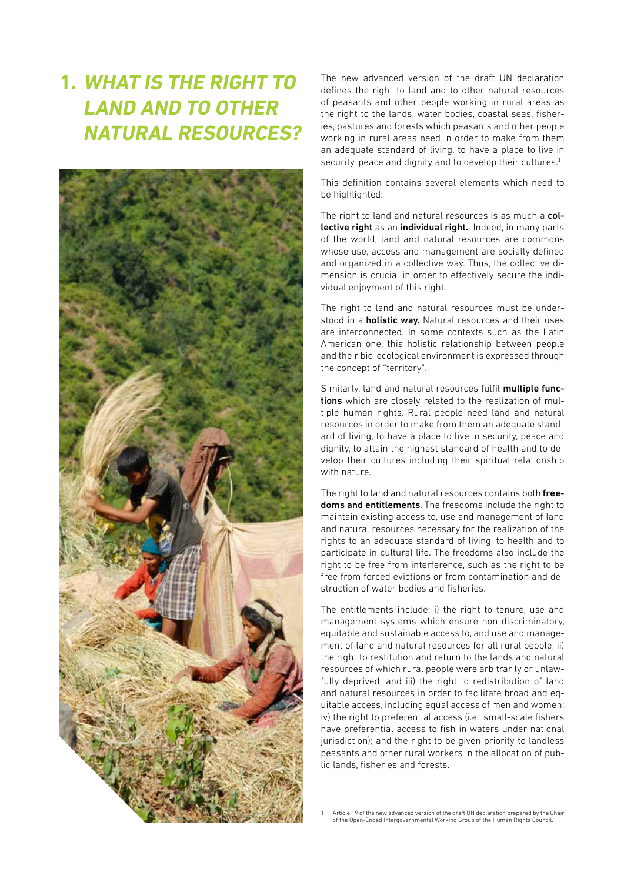# 1. *WHAT IS THE RIGHT TO LAND AND TO OTHER NATURAL RESOURCES?*

The new advanced version of the draft UN declaration defines the right to land and to other natural resources of peasants and other people working in rural areas as the right to the lands, water bodies, coastal seas, fisheries, pastures and forests which peasants and other people working in rural areas need in order to make from them an adequate standard of living, to have a place to live in security, peace and dignity and to develop their cultures.[1]

This definition contains several elements which need to be highlighted:

The right to land and natural resources is as much a **collective right** as an **individual right.** Indeed, in many parts of the world, land and natural resources are commons whose use, access and management are socially defined and organized in a collective way. Thus, the collective dimension is crucial in order to effectively secure the individual enjoyment of this right.

The right to land and natural resources must be understood in a **holistic way.** Natural resources and their uses are interconnected. In some contexts such as the Latin American one, this holistic relationship between people and their bio-ecological environment is expressed through the concept of "territory".

Similarly, land and natural resources fulfil **multiple functions** which are closely related to the realization of multiple human rights. Rural people need land and natural resources in order to make from them an adequate standard of living, to have a place to live in security, peace and dignity, to attain the highest standard of health and to develop their cultures including their spiritual relationship with nature.

The right to land and natural resources contains both **freedoms and entitlements**. The freedoms include the right to maintain existing access to, use and management of land and natural resources necessary for the realization of the rights to an adequate standard of living, to health and to participate in cultural life. The freedoms also include the right to be free from interference, such as the right to be free from forced evictions or from contamination and destruction of water bodies and fisheries.

The entitlements include: i) the right to tenure, use and management systems which ensure non-discriminatory, equitable and sustainable access to, and use and management of land and natural resources for all rural people; ii) the right to restitution and return to the lands and natural resources of which rural people were arbitrarily or unlawfully deprived; and iii) the right to redistribution of land and natural resources in order to facilitate broad and equitable access, including equal access of men and women; iv) the right to preferential access (i.e., small-scale fishers have preferential access to fish in waters under national jurisdiction); and the right to be given priority to landless peasants and other rural workers in the allocation of public lands, fisheries and forests.

---

[1] Article 19 of the new advanced version of the draft UN declaration prepared by the Chair of the Open-Ended Intergovernmental Working Group of the Human Rights Council.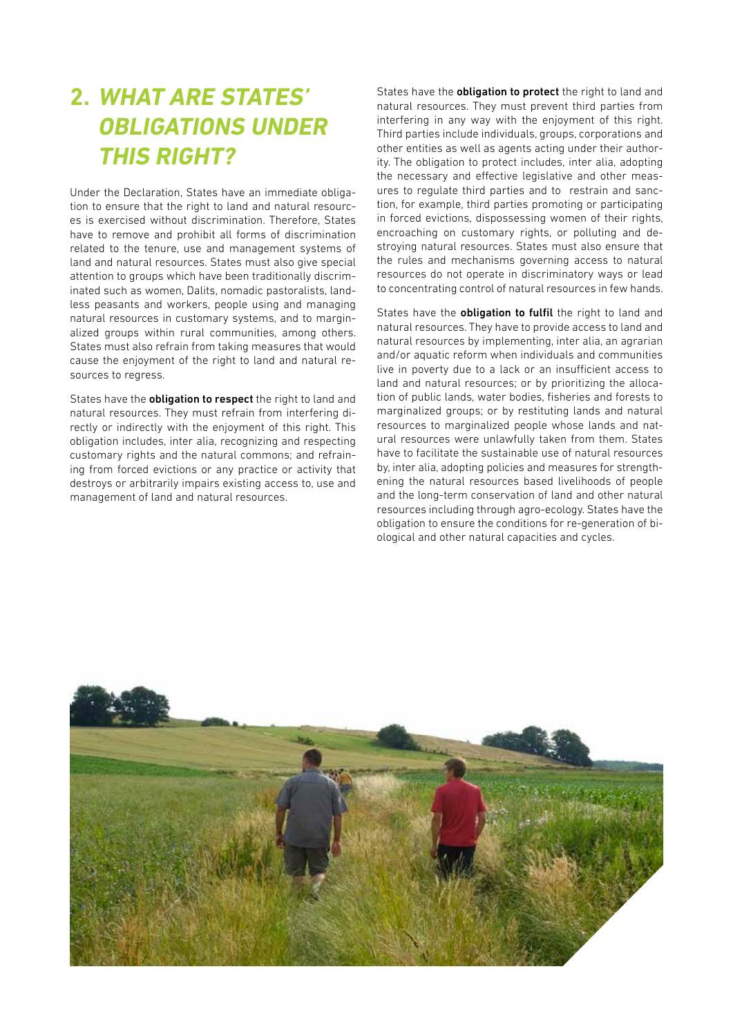## 2. *WHAT ARE STATES' OBLIGATIONS UNDER THIS RIGHT?*

Under the Declaration, States have an immediate obligation to ensure that the right to land and natural resources is exercised without discrimination. Therefore, States have to remove and prohibit all forms of discrimination related to the tenure, use and management systems of land and natural resources. States must also give special attention to groups which have been traditionally discriminated such as women, Dalits, nomadic pastoralists, landless peasants and workers, people using and managing natural resources in customary systems, and to marginalized groups within rural communities, among others. States must also refrain from taking measures that would cause the enjoyment of the right to land and natural resources to regress.

States have the **obligation to respect** the right to land and natural resources. They must refrain from interfering directly or indirectly with the enjoyment of this right. This obligation includes, inter alia, recognizing and respecting customary rights and the natural commons; and refraining from forced evictions or any practice or activity that destroys or arbitrarily impairs existing access to, use and management of land and natural resources.

States have the **obligation to protect** the right to land and natural resources. They must prevent third parties from interfering in any way with the enjoyment of this right. Third parties include individuals, groups, corporations and other entities as well as agents acting under their authority. The obligation to protect includes, inter alia, adopting the necessary and effective legislative and other measures to regulate third parties and to restrain and sanction, for example, third parties promoting or participating in forced evictions, dispossessing women of their rights, encroaching on customary rights, or polluting and destroying natural resources. States must also ensure that the rules and mechanisms governing access to natural resources do not operate in discriminatory ways or lead to concentrating control of natural resources in few hands.

States have the **obligation to fulfil** the right to land and natural resources. They have to provide access to land and natural resources by implementing, inter alia, an agrarian and/or aquatic reform when individuals and communities live in poverty due to a lack or an insufficient access to land and natural resources; or by prioritizing the allocation of public lands, water bodies, fisheries and forests to marginalized groups; or by restituting lands and natural resources to marginalized people whose lands and natural resources were unlawfully taken from them. States have to facilitate the sustainable use of natural resources by, inter alia, adopting policies and measures for strengthening the natural resources based livelihoods of people and the long-term conservation of land and other natural resources including through agro-ecology. States have the obligation to ensure the conditions for re-generation of biological and other natural capacities and cycles.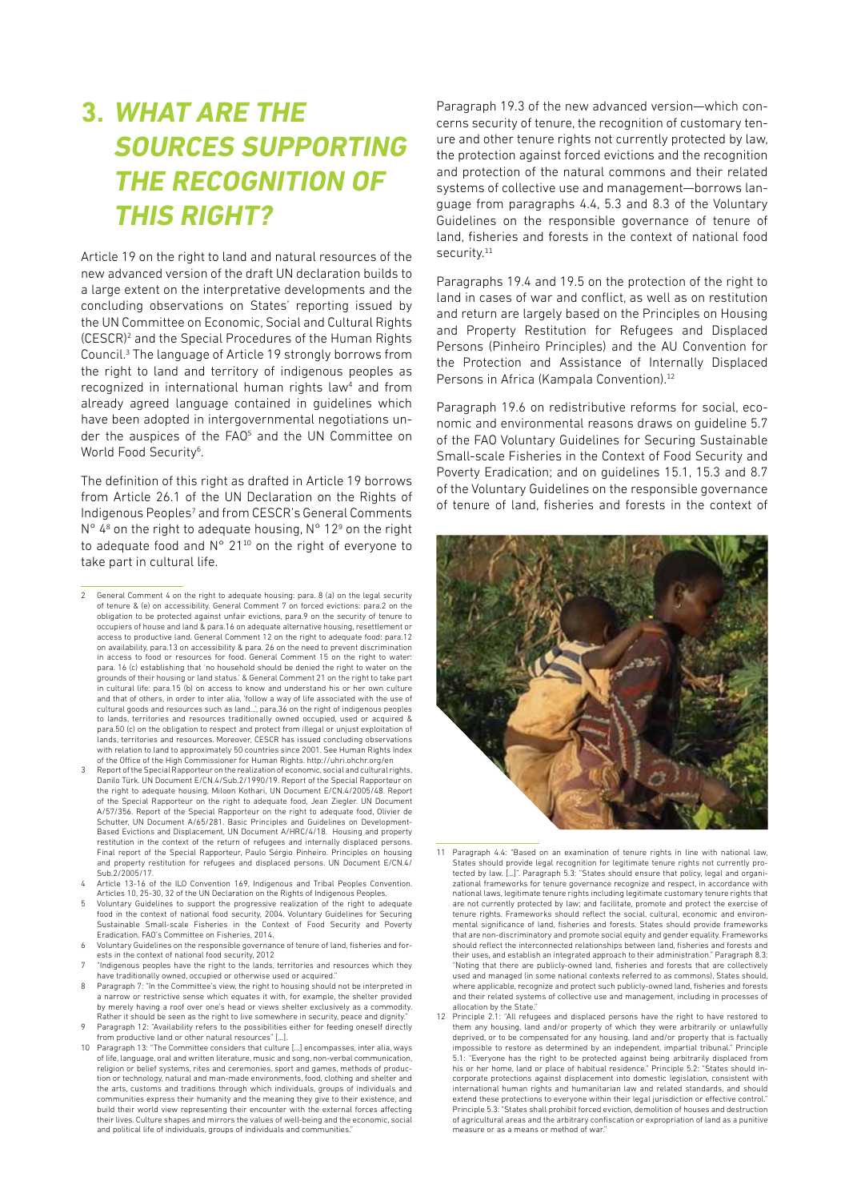# 3. *WHAT ARE THE SOURCES SUPPORTING THE RECOGNITION OF THIS RIGHT?*

Article 19 on the right to land and natural resources of the new advanced version of the draft UN declaration builds to a large extent on the interpretative developments and the concluding observations on States' reporting issued by the UN Committee on Economic, Social and Cultural Rights (CESCR)[2] and the Special Procedures of the Human Rights Council.[3] The language of Article 19 strongly borrows from the right to land and territory of indigenous peoples as recognized in international human rights law[4] and from already agreed language contained in guidelines which have been adopted in intergovernmental negotiations under the auspices of the FAO[5] and the UN Committee on World Food Security[6].

The definition of this right as drafted in Article 19 borrows from Article 26.1 of the UN Declaration on the Rights of Indigenous Peoples[7] and from CESCR's General Comments N° 4[8] on the right to adequate housing, N° 12[9] on the right to adequate food and N° 21[10] on the right of everyone to take part in cultural life.

Paragraph 19.3 of the new advanced version—which concerns security of tenure, the recognition of customary tenure and other tenure rights not currently protected by law, the protection against forced evictions and the recognition and protection of the natural commons and their related systems of collective use and management—borrows language from paragraphs 4.4, 5.3 and 8.3 of the Voluntary Guidelines on the responsible governance of tenure of land, fisheries and forests in the context of national food security.[11]

Paragraphs 19.4 and 19.5 on the protection of the right to land in cases of war and conflict, as well as on restitution and return are largely based on the Principles on Housing and Property Restitution for Refugees and Displaced Persons (Pinheiro Principles) and the AU Convention for the Protection and Assistance of Internally Displaced Persons in Africa (Kampala Convention).[12]

Paragraph 19.6 on redistributive reforms for social, economic and environmental reasons draws on guideline 5.7 of the FAO Voluntary Guidelines for Securing Sustainable Small-scale Fisheries in the Context of Food Security and Poverty Eradication; and on guidelines 15.1, 15.3 and 8.7 of the Voluntary Guidelines on the responsible governance of tenure of land, fisheries and forests in the context of

---

2 General Comment 4 on the right to adequate housing: para. 8 (a) on the legal security of tenure & (e) on accessibility. General Comment 7 on forced evictions: para.2 on the obligation to be protected against unfair evictions, para.9 on the security of tenure to occupiers of house and land & para.16 on adequate alternative housing, resettlement or access to productive land. General Comment 12 on the right to adequate food: para.12 on availability, para.13 on accessibility & para. 26 on the need to prevent discrimination in access to food or resources for food. General Comment 15 on the right to water: para. 16 (c) establishing that 'no household should be denied the right to water on the grounds of their housing or land status.' & General Comment 21 on the right to take part in cultural life: para.15 (b) on access to know and understand his or her own culture and that of others, in order to inter alia, 'follow a way of life associated with the use of cultural goods and resources such as land...', para.36 on the right of indigenous peoples to lands, territories and resources traditionally owned occupied, used or acquired & para.50 (c) on the obligation to respect and protect from illegal or unjust exploitation of lands, territories and resources. Moreover, CESCR has issued concluding observations with relation to land to approximately 50 countries since 2001. See Human Rights Index of the Office of the High Commissioner for Human Rights. http://uhri.ohchr.org/en

3 Report of the Special Rapporteur on the realization of economic, social and cultural rights, Danilo Türk. UN Document E/CN.4/Sub.2/1990/19. Report of the Special Rapporteur on the right to adequate housing, Miloon Kothari, UN Document E/CN.4/2005/48. Report of the Special Rapporteur on the right to adequate food, Jean Ziegler. UN Document A/57/356. Report of the Special Rapporteur on the right to adequate food, Olivier de Schutter, UN Document A/65/281. Basic Principles and Guidelines on Development-Based Evictions and Displacement, UN Document A/HRC/4/18. Housing and property restitution in the context of the return of refugees and internally displaced persons. Final report of the Special Rapporteur, Paulo Sérgio Pinheiro. Principles on housing and property restitution for refugees and displaced persons. UN Document E/CN.4/Sub.2/2005/17.

4 Article 13-16 of the ILO Convention 169, Indigenous and Tribal Peoples Convention. Articles 10, 25-30, 32 of the UN Declaration on the Rights of Indigenous Peoples.

5 Voluntary Guidelines to support the progressive realization of the right to adequate food in the context of national food security, 2004. Voluntary Guidelines for Securing Sustainable Small-scale Fisheries in the Context of Food Security and Poverty Eradication. FAO's Committee on Fisheries, 2014.

6 Voluntary Guidelines on the responsible governance of tenure of land, fisheries and forests in the context of national food security, 2012

7 "Indigenous peoples have the right to the lands, territories and resources which they have traditionally owned, occupied or otherwise used or acquired."

8 Paragraph 7: "In the Committee's view, the right to housing should not be interpreted in a narrow or restrictive sense which equates it with, for example, the shelter provided by merely having a roof over one's head or views shelter exclusively as a commodity. Rather it should be seen as the right to live somewhere in security, peace and dignity."

9 Paragraph 12: "Availability refers to the possibilities either for feeding oneself directly from productive land or other natural resources" [...].

10 Paragraph 13: "The Committee considers that culture [...] encompasses, inter alia, ways of life, language, oral and written literature, music and song, non-verbal communication, religion or belief systems, rites and ceremonies, sport and games, methods of production or technology, natural and man-made environments, food, clothing and shelter and the arts, customs and traditions through which individuals, groups of individuals and communities express their humanity and the meaning they give to their existence, and build their world view representing their encounter with the external forces affecting their lives. Culture shapes and mirrors the values of well-being and the economic, social and political life of individuals, groups of individuals and communities."

11 Paragraph 4.4: "Based on an examination of tenure rights in line with national law, States should provide legal recognition for legitimate tenure rights not currently protected by law. [...]". Paragraph 5.3: "States should ensure that policy, legal and organizational frameworks for tenure governance recognize and respect, in accordance with national laws, legitimate tenure rights including legitimate customary tenure rights that are not currently protected by law; and facilitate, promote and protect the exercise of tenure rights. Frameworks should reflect the social, cultural, economic and environmental significance of land, fisheries and forests. States should provide frameworks that are non-discriminatory and promote social equity and gender equality. Frameworks should reflect the interconnected relationships between land, fisheries and forests and their uses, and establish an integrated approach to their administration." Paragraph 8.3: "Noting that there are publicly-owned land, fisheries and forests that are collectively used and managed (in some national contexts referred to as commons), States should, where applicable, recognize and protect such publicly-owned land, fisheries and forests and their related systems of collective use and management, including in processes of allocation by the State."

12 Principle 2.1: "All refugees and displaced persons have the right to have restored to them any housing, land and/or property of which they were arbitrarily or unlawfully deprived, or to be compensated for any housing, land and/or property that is factually impossible to restore as determined by an independent, impartial tribunal." Principle 5.1: "Everyone has the right to be protected against being arbitrarily displaced from his or her home, land or place of habitual residence." Principle 5.2: "States should incorporate protections against displacement into domestic legislation, consistent with international human rights and humanitarian law and related standards, and should extend these protections to everyone within their legal jurisdiction or effective control." Principle 5.3: "States shall prohibit forced eviction, demolition of houses and destruction of agricultural areas and the arbitrary confiscation or expropriation of land as a punitive measure or as a means or method of war."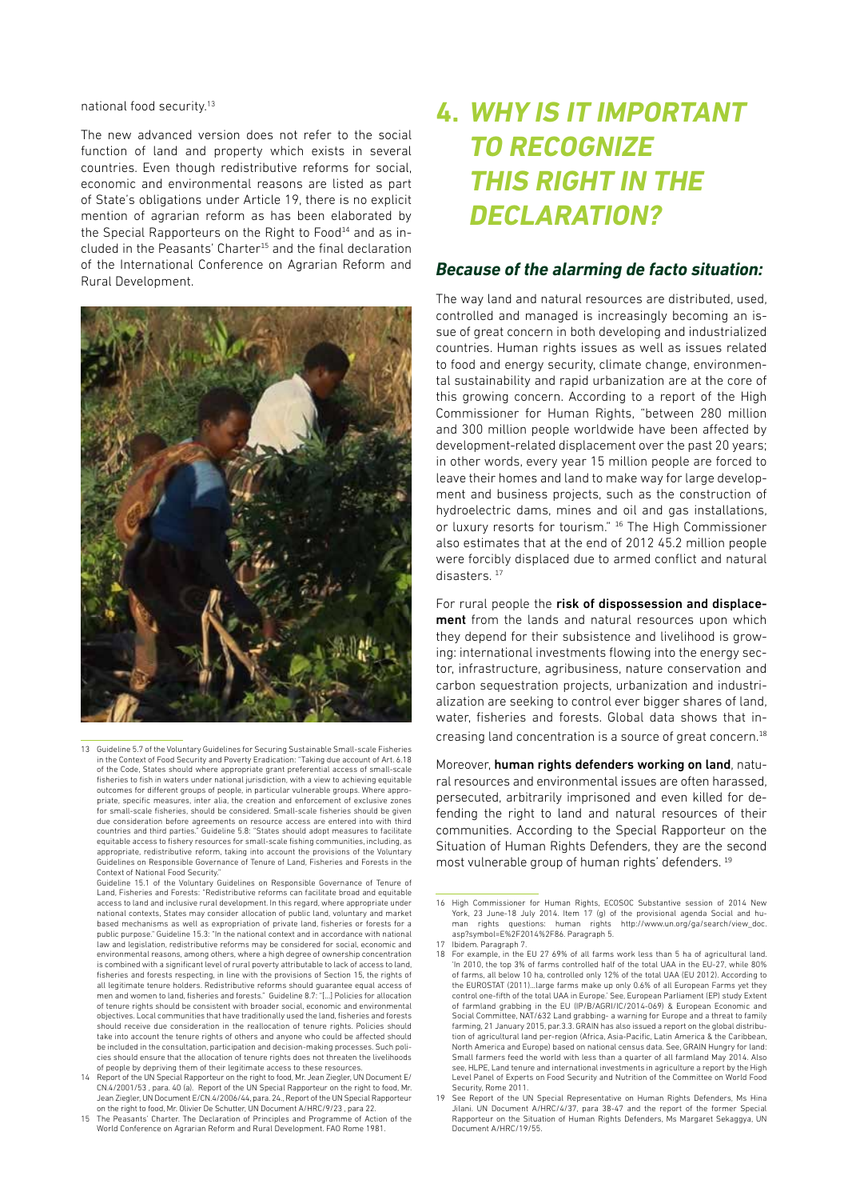national food security.[13]

The new advanced version does not refer to the social function of land and property which exists in several countries. Even though redistributive reforms for social, economic and environmental reasons are listed as part of State's obligations under Article 19, there is no explicit mention of agrarian reform as has been elaborated by the Special Rapporteurs on the Right to Food[14] and as included in the Peasants' Charter[15] and the final declaration of the International Conference on Agrarian Reform and Rural Development.

# 4. *WHY IS IT IMPORTANT TO RECOGNIZE THIS RIGHT IN THE DECLARATION?*

## *Because of the alarming de facto situation:*

The way land and natural resources are distributed, used, controlled and managed is increasingly becoming an issue of great concern in both developing and industrialized countries. Human rights issues as well as issues related to food and energy security, climate change, environmental sustainability and rapid urbanization are at the core of this growing concern. According to a report of the High Commissioner for Human Rights, "between 280 million and 300 million people worldwide have been affected by development-related displacement over the past 20 years; in other words, every year 15 million people are forced to leave their homes and land to make way for large development and business projects, such as the construction of hydroelectric dams, mines and oil and gas installations, or luxury resorts for tourism." [16] The High Commissioner also estimates that at the end of 2012 45.2 million people were forcibly displaced due to armed conflict and natural disasters. [17]

For rural people the **risk of dispossession and displacement** from the lands and natural resources upon which they depend for their subsistence and livelihood is growing: international investments flowing into the energy sector, infrastructure, agribusiness, nature conservation and carbon sequestration projects, urbanization and industrialization are seeking to control ever bigger shares of land, water, fisheries and forests. Global data shows that increasing land concentration is a source of great concern.[18]

Moreover, **human rights defenders working on land**, natural resources and environmental issues are often harassed, persecuted, arbitrarily imprisoned and even killed for defending the right to land and natural resources of their communities. According to the Special Rapporteur on the Situation of Human Rights Defenders, they are the second most vulnerable group of human rights' defenders. [19]

---

13 Guideline 5.7 of the Voluntary Guidelines for Securing Sustainable Small-scale Fisheries in the Context of Food Security and Poverty Eradication: "Taking due account of Art. 6.18 of the Code, States should where appropriate grant preferential access of small-scale fisheries to fish in waters under national jurisdiction, with a view to achieving equitable outcomes for different groups of people, in particular vulnerable groups. Where appropriate, specific measures, inter alia, the creation and enforcement of exclusive zones for small-scale fisheries, should be considered. Small-scale fisheries should be given due consideration before agreements on resource access are entered into with third countries and third parties." Guideline 5.8: "States should adopt measures to facilitate equitable access to fishery resources for small-scale fishing communities, including, as appropriate, redistributive reform, taking into account the provisions of the Voluntary Guidelines on Responsible Governance of Tenure of Land, Fisheries and Forests in the Context of National Food Security."
Guideline 15.1 of the Voluntary Guidelines on Responsible Governance of Tenure of Land, Fisheries and Forests: "Redistributive reforms can facilitate broad and equitable access to land and inclusive rural development. In this regard, where appropriate under national contexts, States may consider allocation of public land, voluntary and market based mechanisms as well as expropriation of private land, fisheries or forests for a public purpose." Guideline 15.3: "In the national context and in accordance with national law and legislation, redistributive reforms may be considered for social, economic and environmental reasons, among others, where a high degree of ownership concentration is combined with a significant level of rural poverty attributable to lack of access to land, fisheries and forests respecting, in line with the provisions of Section 15, the rights of all legitimate tenure holders. Redistributive reforms should guarantee equal access of men and women to land, fisheries and forests." Guideline 8.7: "[...] Policies for allocation of tenure rights should be consistent with broader social, economic and environmental objectives. Local communities that have traditionally used the land, fisheries and forests should receive due consideration in the reallocation of tenure rights. Policies should take into account the tenure rights of others and anyone who could be affected should be included in the consultation, participation and decision-making processes. Such policies should ensure that the allocation of tenure rights does not threaten the livelihoods of people by depriving them of their legitimate access to these resources.

14 Report of the UN Special Rapporteur on the right to food, Mr. Jean Ziegler, UN Document E/CN.4/2001/53 , para. 40 (a). Report of the UN Special Rapporteur on the right to food, Mr. Jean Ziegler, UN Document E/CN.4/2006/44, para. 24., Report of the UN Special Rapporteur on the right to food, Mr. Olivier De Schutter, UN Document A/HRC/9/23 , para 22.

15 The Peasants' Charter. The Declaration of Principles and Programme of Action of the World Conference on Agrarian Reform and Rural Development. FAO Rome 1981.

16 High Commissioner for Human Rights, ECOSOC Substantive session of 2014 New York, 23 June-18 July 2014. Item 17 (g) of the provisional agenda Social and human rights questions: human rights http://www.un.org/ga/search/view_doc.asp?symbol=E%2F2014%2F86. Paragraph 5.

17 Ibidem. Paragraph 7.

18 For example, in the EU 27 69% of all farms work less than 5 ha of agricultural land. 'In 2010, the top 3% of farms controlled half of the total UAA in the EU-27, while 80% of farms, all below 10 ha, controlled only 12% of the total UAA (EU 2012). According to the EUROSTAT (2011)...large farms make up only 0.6% of all European Farms yet they control one-fifth of the total UAA in Europe.' See, European Parliament (EP) study Extent of farmland grabbing in the EU (IP/B/AGRI/IC/2014-069) & European Economic and Social Committee, NAT/632 Land grabbing- a warning for Europe and a threat to family farming, 21 January 2015, par.3.3. GRAIN has also issued a report on the global distribution of agricultural land per-region (Africa, Asia-Pacific, Latin America & the Caribbean, North America and Europe) based on national census data. See, GRAIN Hungry for land: Small farmers feed the world with less than a quarter of all farmland May 2014. Also see, HLPE, Land tenure and international investments in agriculture a report by the High Level Panel of Experts on Food Security and Nutrition of the Committee on World Food Security, Rome 2011.

19 See Report of the UN Special Representative on Human Rights Defenders, Ms Hina Jilani. UN Document A/HRC/4/37, para 38-47 and the report of the former Special Rapporteur on the Situation of Human Rights Defenders, Ms Margaret Sekaggya, UN Document A/HRC/19/55.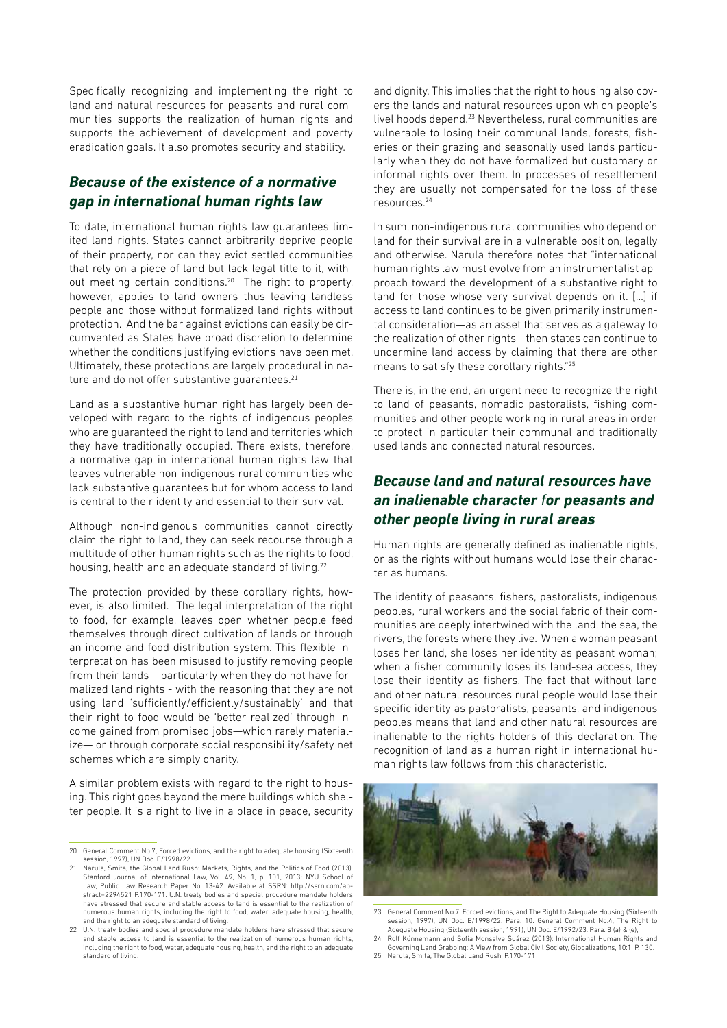Specifically recognizing and implementing the right to land and natural resources for peasants and rural communities supports the realization of human rights and supports the achievement of development and poverty eradication goals. It also promotes security and stability.

## *Because of the existence of a normative gap in international human rights law*

To date, international human rights law guarantees limited land rights. States cannot arbitrarily deprive people of their property, nor can they evict settled communities that rely on a piece of land but lack legal title to it, without meeting certain conditions.[20] The right to property, however, applies to land owners thus leaving landless people and those without formalized land rights without protection. And the bar against evictions can easily be circumvented as States have broad discretion to determine whether the conditions justifying evictions have been met. Ultimately, these protections are largely procedural in nature and do not offer substantive guarantees.[21]

Land as a substantive human right has largely been developed with regard to the rights of indigenous peoples who are guaranteed the right to land and territories which they have traditionally occupied. There exists, therefore, a normative gap in international human rights law that leaves vulnerable non-indigenous rural communities who lack substantive guarantees but for whom access to land is central to their identity and essential to their survival.

Although non-indigenous communities cannot directly claim the right to land, they can seek recourse through a multitude of other human rights such as the rights to food, housing, health and an adequate standard of living.[22]

The protection provided by these corollary rights, however, is also limited. The legal interpretation of the right to food, for example, leaves open whether people feed themselves through direct cultivation of lands or through an income and food distribution system. This flexible interpretation has been misused to justify removing people from their lands – particularly when they do not have formalized land rights - with the reasoning that they are not using land 'sufficiently/efficiently/sustainably' and that their right to food would be 'better realized' through income gained from promised jobs—which rarely materialize— or through corporate social responsibility/safety net schemes which are simply charity.

A similar problem exists with regard to the right to housing. This right goes beyond the mere buildings which shelter people. It is a right to live in a place in peace, security and dignity. This implies that the right to housing also covers the lands and natural resources upon which people's livelihoods depend.[23] Nevertheless, rural communities are vulnerable to losing their communal lands, forests, fisheries or their grazing and seasonally used lands particularly when they do not have formalized but customary or informal rights over them. In processes of resettlement they are usually not compensated for the loss of these resources.[24]

In sum, non-indigenous rural communities who depend on land for their survival are in a vulnerable position, legally and otherwise. Narula therefore notes that "international human rights law must evolve from an instrumentalist approach toward the development of a substantive right to land for those whose very survival depends on it. [...] if access to land continues to be given primarily instrumental consideration—as an asset that serves as a gateway to the realization of other rights—then states can continue to undermine land access by claiming that there are other means to satisfy these corollary rights."[25]

There is, in the end, an urgent need to recognize the right to land of peasants, nomadic pastoralists, fishing communities and other people working in rural areas in order to protect in particular their communal and traditionally used lands and connected natural resources.

## *Because land and natural resources have an inalienable character for peasants and other people living in rural areas*

Human rights are generally defined as inalienable rights, or as the rights without humans would lose their character as humans.

The identity of peasants, fishers, pastoralists, indigenous peoples, rural workers and the social fabric of their communities are deeply intertwined with the land, the sea, the rivers, the forests where they live. When a woman peasant loses her land, she loses her identity as peasant woman; when a fisher community loses its land-sea access, they lose their identity as fishers. The fact that without land and other natural resources rural people would lose their specific identity as pastoralists, peasants, and indigenous peoples means that land and other natural resources are inalienable to the rights-holders of this declaration. The recognition of land as a human right in international human rights law follows from this characteristic.

---

20 General Comment No.7, Forced evictions, and the right to adequate housing (Sixteenth session, 1997), UN Doc. E/1998/22.

21 Narula, Smita, the Global Land Rush: Markets, Rights, and the Politics of Food (2013). Stanford Journal of International Law, Vol. 49, No. 1, p. 101, 2013; NYU School of Law, Public Law Research Paper No. 13-42. Available at SSRN: http://ssrn.com/abstract=2294521 P.170-171. U.N. treaty bodies and special procedure mandate holders have stressed that secure and stable access to land is essential to the realization of numerous human rights, including the right to food, water, adequate housing, health, and the right to an adequate standard of living.

22 U.N. treaty bodies and special procedure mandate holders have stressed that secure and stable access to land is essential to the realization of numerous human rights, including the right to food, water, adequate housing, health, and the right to an adequate standard of living.

23 General Comment No.7, Forced evictions, and The Right to Adequate Housing (Sixteenth session, 1997), UN Doc. E/1998/22. Para. 10. General Comment No.4, The Right to Adequate Housing (Sixteenth session, 1991), UN Doc. E/1992/23. Para. 8 (a) & (e),

24 Rolf Künnemann and Sofía Monsalve Suárez (2013): International Human Rights and Governing Land Grabbing: A View from Global Civil Society, Globalizations, 10:1, P. 130.

25 Narula, Smita, The Global Land Rush, P.170-171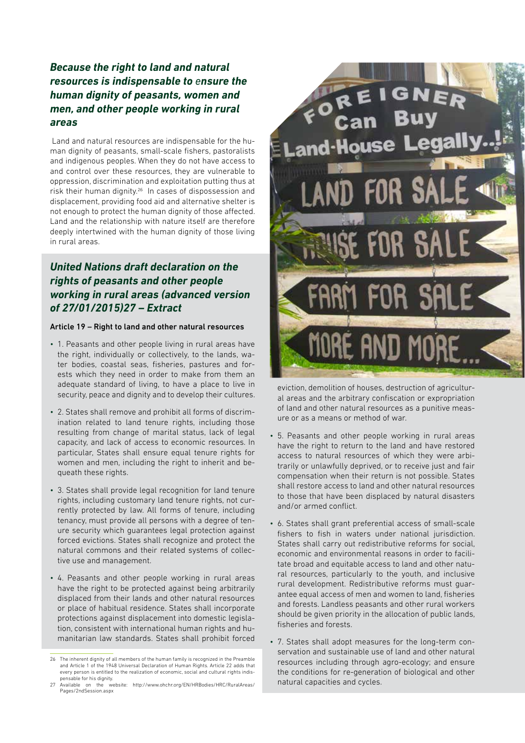## *Because the right to land and natural resources is indispensable to ensure the human dignity of peasants, women and men, and other people working in rural areas*

Land and natural resources are indispensable for the human dignity of peasants, small-scale fishers, pastoralists and indigenous peoples. When they do not have access to and control over these resources, they are vulnerable to oppression, discrimination and exploitation putting thus at risk their human dignity.[26] In cases of dispossession and displacement, providing food aid and alternative shelter is not enough to protect the human dignity of those affected. Land and the relationship with nature itself are therefore deeply intertwined with the human dignity of those living in rural areas.

## *United Nations draft declaration on the rights of peasants and other people working in rural areas (advanced version of 27/01/2015)27 – Extract*

**Article 19 – Right to land and other natural resources**

- 1. Peasants and other people living in rural areas have the right, individually or collectively, to the lands, water bodies, coastal seas, fisheries, pastures and forests which they need in order to make from them an adequate standard of living, to have a place to live in security, peace and dignity and to develop their cultures.
- 2. States shall remove and prohibit all forms of discrimination related to land tenure rights, including those resulting from change of marital status, lack of legal capacity, and lack of access to economic resources. In particular, States shall ensure equal tenure rights for women and men, including the right to inherit and bequeath these rights.
- 3. States shall provide legal recognition for land tenure rights, including customary land tenure rights, not currently protected by law. All forms of tenure, including tenancy, must provide all persons with a degree of tenure security which guarantees legal protection against forced evictions. States shall recognize and protect the natural commons and their related systems of collective use and management.
- 4. Peasants and other people working in rural areas have the right to be protected against being arbitrarily displaced from their lands and other natural resources or place of habitual residence. States shall incorporate protections against displacement into domestic legislation, consistent with international human rights and humanitarian law standards. States shall prohibit forced eviction, demolition of houses, destruction of agricultural areas and the arbitrary confiscation or expropriation of land and other natural resources as a punitive measure or as a means or method of war.
- 5. Peasants and other people working in rural areas have the right to return to the land and have restored access to natural resources of which they were arbitrarily or unlawfully deprived, or to receive just and fair compensation when their return is not possible. States shall restore access to land and other natural resources to those that have been displaced by natural disasters and/or armed conflict.
- 6. States shall grant preferential access of small-scale fishers to fish in waters under national jurisdiction. States shall carry out redistributive reforms for social, economic and environmental reasons in order to facilitate broad and equitable access to land and other natural resources, particularly to the youth, and inclusive rural development. Redistributive reforms must guarantee equal access of men and women to land, fisheries and forests. Landless peasants and other rural workers should be given priority in the allocation of public lands, fisheries and forests.
- 7. States shall adopt measures for the long-term conservation and sustainable use of land and other natural resources including through agro-ecology; and ensure the conditions for re-generation of biological and other natural capacities and cycles.

---

26 The inherent dignity of all members of the human family is recognized in the Preamble and Article 1 of the 1948 Universal Declaration of Human Rights. Article 22 adds that every person is entitled to the realization of economic, social and cultural rights indispensable for his dignity.

27 Available on the website: http://www.ohchr.org/EN/HRBodies/HRC/RuralAreas/Pages/2ndSession.aspx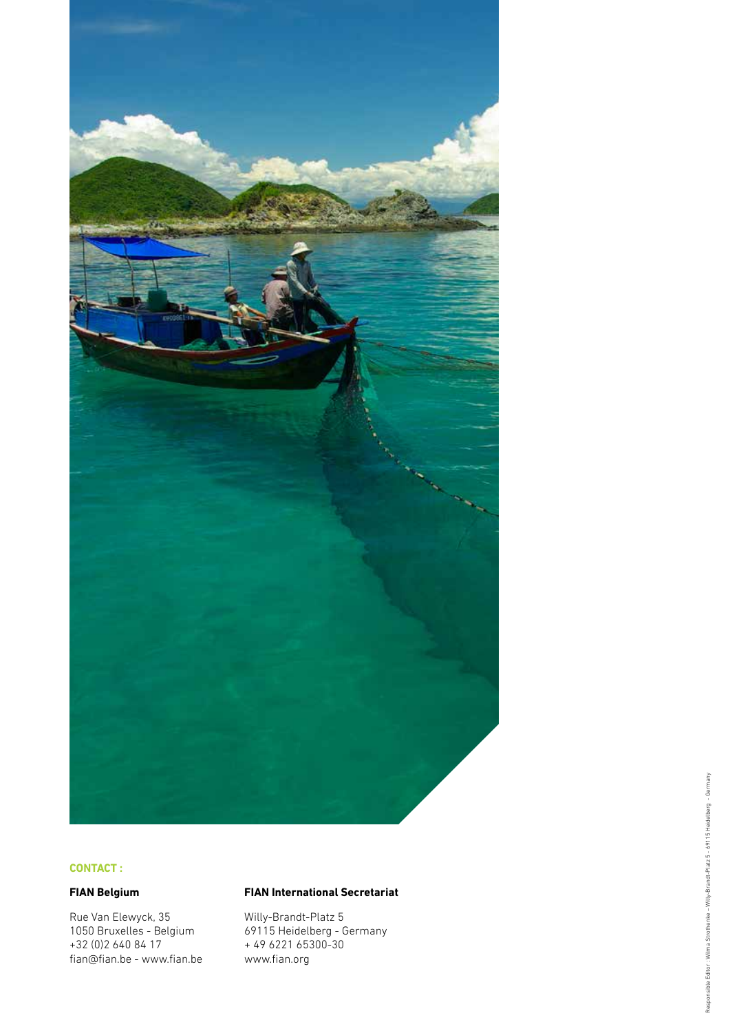**CONTACT :**

**FIAN Belgium**

Rue Van Elewyck, 35
1050 Bruxelles - Belgium
+32 (0)2 640 84 17
fian@fian.be - www.fian.be

**FIAN International Secretariat**

Willy-Brandt-Platz 5
69115 Heidelberg - Germany
+ 49 6221 65300-30
www.fian.org

Responsible Editor : Wilma Strothenke – Willy-Brandt-Platz 5 - 69115 Heidelberg - Germany